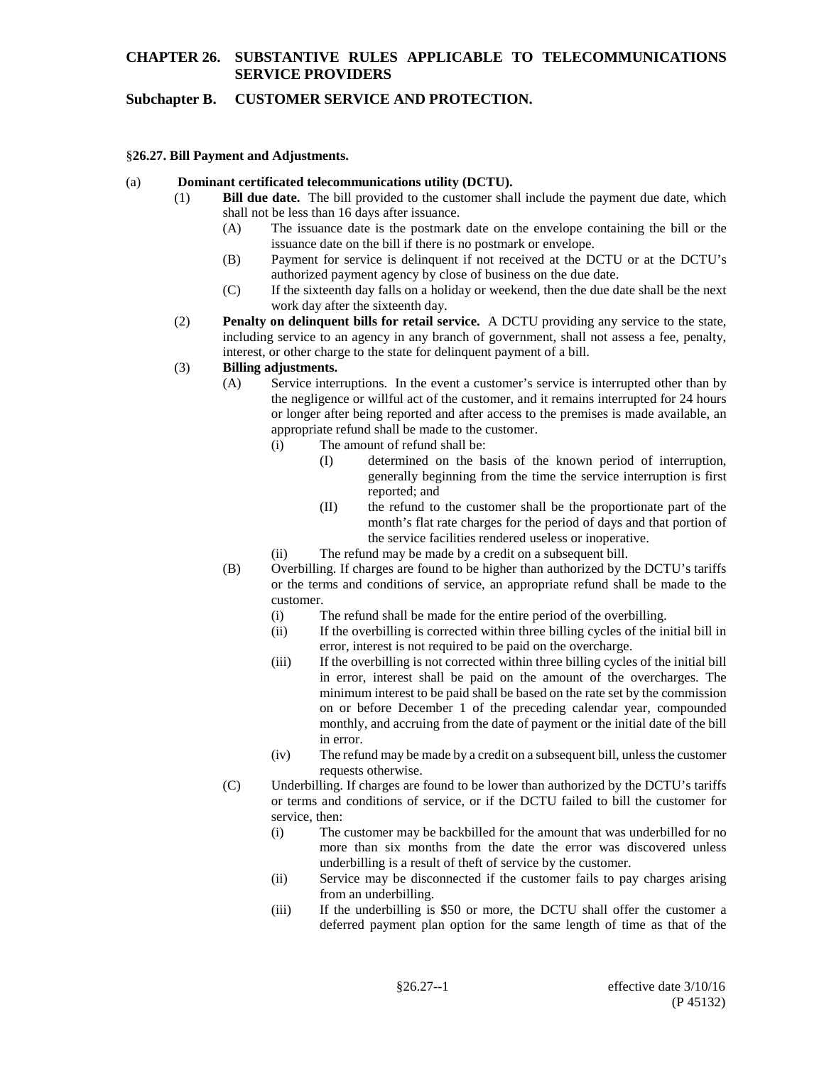# CHAPTER 26. SUBSTANTIVE RULES APPLICABLE TO TELECOMMUNICATIONS SERVICE PROVIDERS

## Subchapter B. CUSTOMER SERVICE AND PROTECTION.

### §26.27. Bill Payment and Adjustments.

(a) **Dominant certificated telecommunications utility (DCTU).**

(1) **Bill due date.** The bill provided to the customer shall include the payment due date, which shall not be less than 16 days after issuance.

(A) The issuance date is the postmark date on the envelope containing the bill or the issuance date on the bill if there is no postmark or envelope.

(B) Payment for service is delinquent if not received at the DCTU or at the DCTU's authorized payment agency by close of business on the due date.

(C) If the sixteenth day falls on a holiday or weekend, then the due date shall be the next work day after the sixteenth day.

(2) **Penalty on delinquent bills for retail service.** A DCTU providing any service to the state, including service to an agency in any branch of government, shall not assess a fee, penalty, interest, or other charge to the state for delinquent payment of a bill.

(3) **Billing adjustments.**

(A) Service interruptions. In the event a customer's service is interrupted other than by the negligence or willful act of the customer, and it remains interrupted for 24 hours or longer after being reported and after access to the premises is made available, an appropriate refund shall be made to the customer.

(i) The amount of refund shall be:

(I) determined on the basis of the known period of interruption, generally beginning from the time the service interruption is first reported; and

(II) the refund to the customer shall be the proportionate part of the month's flat rate charges for the period of days and that portion of the service facilities rendered useless or inoperative.

(ii) The refund may be made by a credit on a subsequent bill.

(B) Overbilling. If charges are found to be higher than authorized by the DCTU's tariffs or the terms and conditions of service, an appropriate refund shall be made to the customer.

(i) The refund shall be made for the entire period of the overbilling.

(ii) If the overbilling is corrected within three billing cycles of the initial bill in error, interest is not required to be paid on the overcharge.

(iii) If the overbilling is not corrected within three billing cycles of the initial bill in error, interest shall be paid on the amount of the overcharges. The minimum interest to be paid shall be based on the rate set by the commission on or before December 1 of the preceding calendar year, compounded monthly, and accruing from the date of payment or the initial date of the bill in error.

(iv) The refund may be made by a credit on a subsequent bill, unless the customer requests otherwise.

(C) Underbilling. If charges are found to be lower than authorized by the DCTU's tariffs or terms and conditions of service, or if the DCTU failed to bill the customer for service, then:

(i) The customer may be backbilled for the amount that was underbilled for no more than six months from the date the error was discovered unless underbilling is a result of theft of service by the customer.

(ii) Service may be disconnected if the customer fails to pay charges arising from an underbilling.

(iii) If the underbilling is $50 or more, the DCTU shall offer the customer a deferred payment plan option for the same length of time as that of the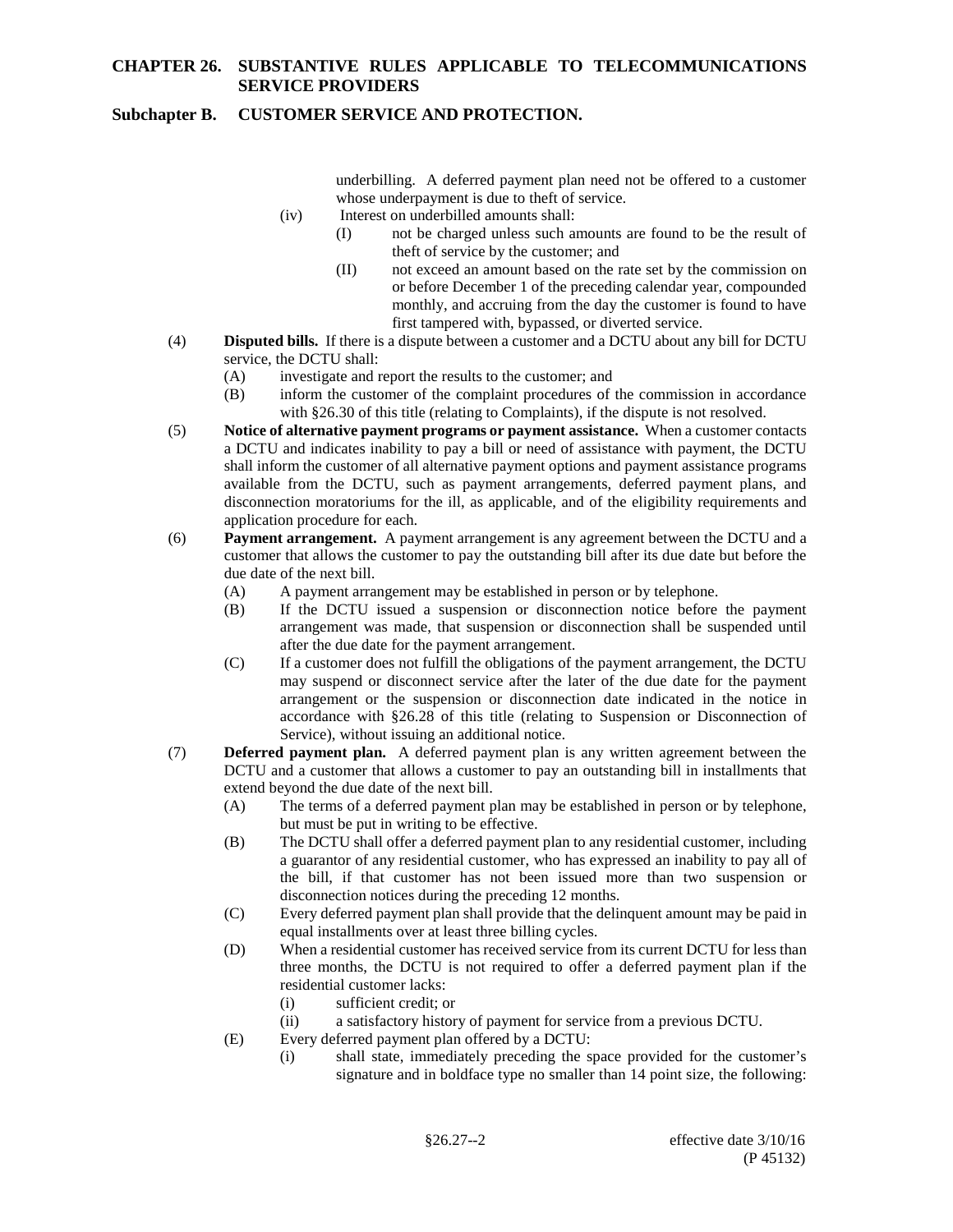underbilling. A deferred payment plan need not be offered to a customer whose underpayment is due to theft of service.

(iv) Interest on underbilled amounts shall:

(I) not be charged unless such amounts are found to be the result of theft of service by the customer; and

(II) not exceed an amount based on the rate set by the commission on or before December 1 of the preceding calendar year, compounded monthly, and accruing from the day the customer is found to have first tampered with, bypassed, or diverted service.

(4) **Disputed bills.** If there is a dispute between a customer and a DCTU about any bill for DCTU service, the DCTU shall:

(A) investigate and report the results to the customer; and

(B) inform the customer of the complaint procedures of the commission in accordance with §26.30 of this title (relating to Complaints), if the dispute is not resolved.

(5) **Notice of alternative payment programs or payment assistance.** When a customer contacts a DCTU and indicates inability to pay a bill or need of assistance with payment, the DCTU shall inform the customer of all alternative payment options and payment assistance programs available from the DCTU, such as payment arrangements, deferred payment plans, and disconnection moratoriums for the ill, as applicable, and of the eligibility requirements and application procedure for each.

(6) **Payment arrangement.** A payment arrangement is any agreement between the DCTU and a customer that allows the customer to pay the outstanding bill after its due date but before the due date of the next bill.

(A) A payment arrangement may be established in person or by telephone.

(B) If the DCTU issued a suspension or disconnection notice before the payment arrangement was made, that suspension or disconnection shall be suspended until after the due date for the payment arrangement.

(C) If a customer does not fulfill the obligations of the payment arrangement, the DCTU may suspend or disconnect service after the later of the due date for the payment arrangement or the suspension or disconnection date indicated in the notice in accordance with §26.28 of this title (relating to Suspension or Disconnection of Service), without issuing an additional notice.

(7) **Deferred payment plan.** A deferred payment plan is any written agreement between the DCTU and a customer that allows a customer to pay an outstanding bill in installments that extend beyond the due date of the next bill.

(A) The terms of a deferred payment plan may be established in person or by telephone, but must be put in writing to be effective.

(B) The DCTU shall offer a deferred payment plan to any residential customer, including a guarantor of any residential customer, who has expressed an inability to pay all of the bill, if that customer has not been issued more than two suspension or disconnection notices during the preceding 12 months.

(C) Every deferred payment plan shall provide that the delinquent amount may be paid in equal installments over at least three billing cycles.

(D) When a residential customer has received service from its current DCTU for less than three months, the DCTU is not required to offer a deferred payment plan if the residential customer lacks:

(i) sufficient credit; or

(ii) a satisfactory history of payment for service from a previous DCTU.

(E) Every deferred payment plan offered by a DCTU:

(i) shall state, immediately preceding the space provided for the customer's signature and in boldface type no smaller than 14 point size, the following: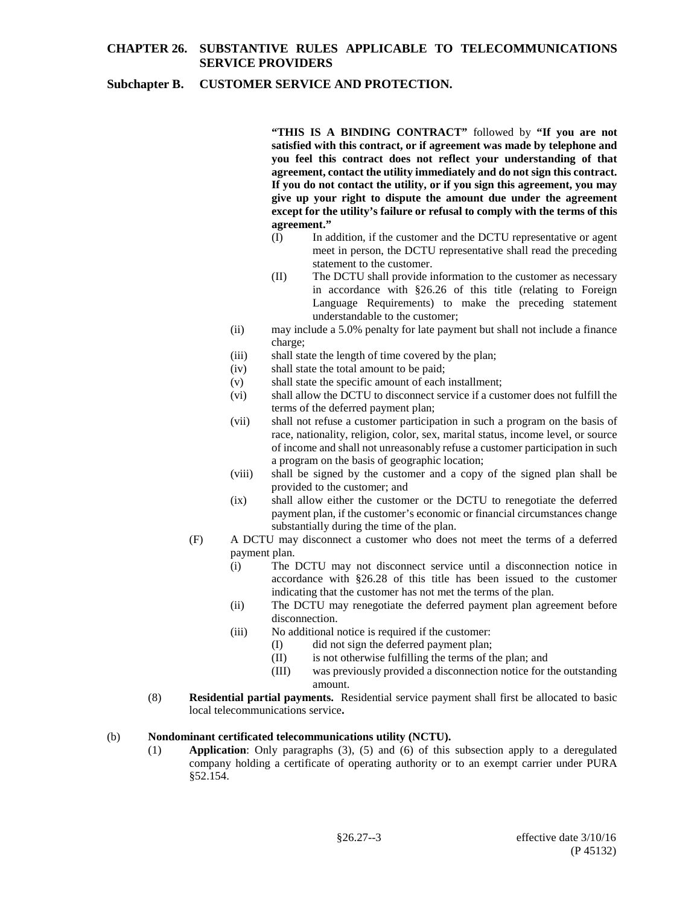**"THIS IS A BINDING CONTRACT"** followed by **"If you are not satisfied with this contract, or if agreement was made by telephone and you feel this contract does not reflect your understanding of that agreement, contact the utility immediately and do not sign this contract. If you do not contact the utility, or if you sign this agreement, you may give up your right to dispute the amount due under the agreement except for the utility's failure or refusal to comply with the terms of this agreement."**

(I) In addition, if the customer and the DCTU representative or agent meet in person, the DCTU representative shall read the preceding statement to the customer.

(II) The DCTU shall provide information to the customer as necessary in accordance with §26.26 of this title (relating to Foreign Language Requirements) to make the preceding statement understandable to the customer;

(ii) may include a 5.0% penalty for late payment but shall not include a finance charge;

(iii) shall state the length of time covered by the plan;

(iv) shall state the total amount to be paid;

(v) shall state the specific amount of each installment;

(vi) shall allow the DCTU to disconnect service if a customer does not fulfill the terms of the deferred payment plan;

(vii) shall not refuse a customer participation in such a program on the basis of race, nationality, religion, color, sex, marital status, income level, or source of income and shall not unreasonably refuse a customer participation in such a program on the basis of geographic location;

(viii) shall be signed by the customer and a copy of the signed plan shall be provided to the customer; and

(ix) shall allow either the customer or the DCTU to renegotiate the deferred payment plan, if the customer's economic or financial circumstances change substantially during the time of the plan.

(F) A DCTU may disconnect a customer who does not meet the terms of a deferred payment plan.

(i) The DCTU may not disconnect service until a disconnection notice in accordance with §26.28 of this title has been issued to the customer indicating that the customer has not met the terms of the plan.

(ii) The DCTU may renegotiate the deferred payment plan agreement before disconnection.

(iii) No additional notice is required if the customer:

(I) did not sign the deferred payment plan;

(II) is not otherwise fulfilling the terms of the plan; and

(III) was previously provided a disconnection notice for the outstanding amount.

(8) **Residential partial payments.** Residential service payment shall first be allocated to basic local telecommunications service**.**

(b) **Nondominant certificated telecommunications utility (NCTU).**

(1) **Application**: Only paragraphs (3), (5) and (6) of this subsection apply to a deregulated company holding a certificate of operating authority or to an exempt carrier under PURA §52.154.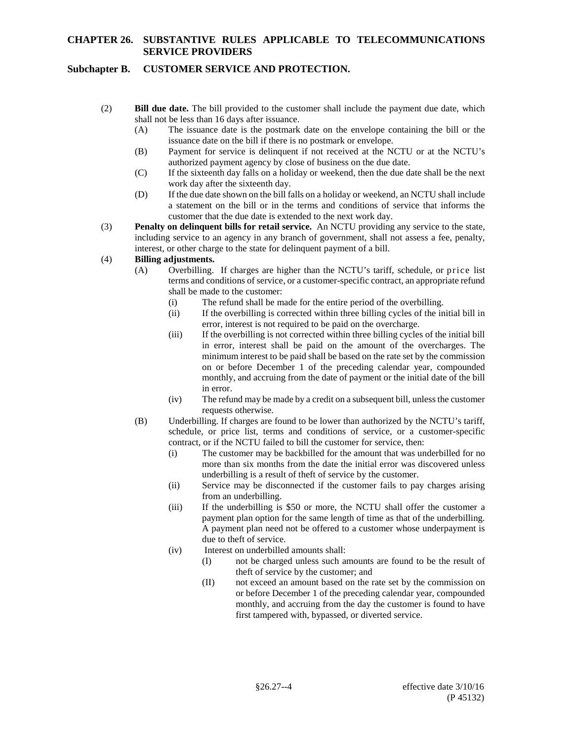(2) **Bill due date.** The bill provided to the customer shall include the payment due date, which shall not be less than 16 days after issuance.

(A) The issuance date is the postmark date on the envelope containing the bill or the issuance date on the bill if there is no postmark or envelope.

(B) Payment for service is delinquent if not received at the NCTU or at the NCTU's authorized payment agency by close of business on the due date.

(C) If the sixteenth day falls on a holiday or weekend, then the due date shall be the next work day after the sixteenth day.

(D) If the due date shown on the bill falls on a holiday or weekend, an NCTU shall include a statement on the bill or in the terms and conditions of service that informs the customer that the due date is extended to the next work day.

(3) **Penalty on delinquent bills for retail service.** An NCTU providing any service to the state, including service to an agency in any branch of government, shall not assess a fee, penalty, interest, or other charge to the state for delinquent payment of a bill.

(4) **Billing adjustments.**

(A) Overbilling. If charges are higher than the NCTU's tariff, schedule, or price list terms and conditions of service, or a customer-specific contract, an appropriate refund shall be made to the customer:

(i) The refund shall be made for the entire period of the overbilling.

(ii) If the overbilling is corrected within three billing cycles of the initial bill in error, interest is not required to be paid on the overcharge.

(iii) If the overbilling is not corrected within three billing cycles of the initial bill in error, interest shall be paid on the amount of the overcharges. The minimum interest to be paid shall be based on the rate set by the commission on or before December 1 of the preceding calendar year, compounded monthly, and accruing from the date of payment or the initial date of the bill in error.

(iv) The refund may be made by a credit on a subsequent bill, unless the customer requests otherwise.

(B) Underbilling. If charges are found to be lower than authorized by the NCTU's tariff, schedule, or price list, terms and conditions of service, or a customer-specific contract, or if the NCTU failed to bill the customer for service, then:

(i) The customer may be backbilled for the amount that was underbilled for no more than six months from the date the initial error was discovered unless underbilling is a result of theft of service by the customer.

(ii) Service may be disconnected if the customer fails to pay charges arising from an underbilling.

(iii) If the underbilling is $50 or more, the NCTU shall offer the customer a payment plan option for the same length of time as that of the underbilling. A payment plan need not be offered to a customer whose underpayment is due to theft of service.

(iv) Interest on underbilled amounts shall:

(I) not be charged unless such amounts are found to be the result of theft of service by the customer; and

(II) not exceed an amount based on the rate set by the commission on or before December 1 of the preceding calendar year, compounded monthly, and accruing from the day the customer is found to have first tampered with, bypassed, or diverted service.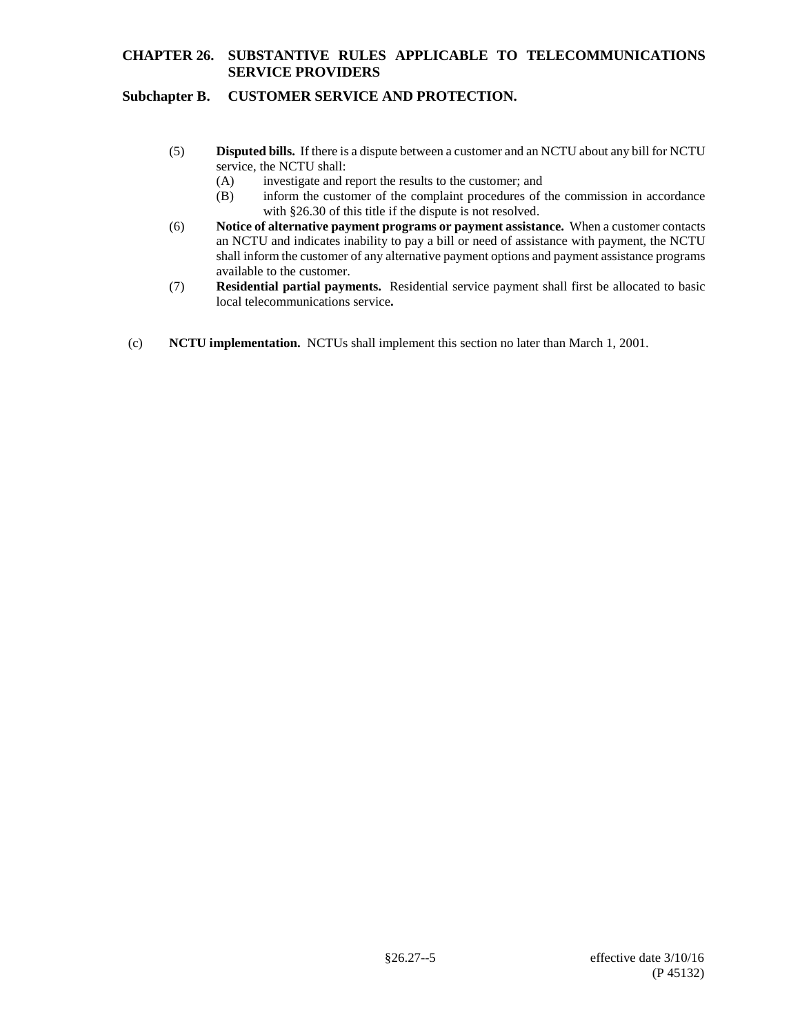(5) **Disputed bills.** If there is a dispute between a customer and an NCTU about any bill for NCTU service, the NCTU shall:

   (A) investigate and report the results to the customer; and

   (B) inform the customer of the complaint procedures of the commission in accordance with §26.30 of this title if the dispute is not resolved.

(6) **Notice of alternative payment programs or payment assistance.** When a customer contacts an NCTU and indicates inability to pay a bill or need of assistance with payment, the NCTU shall inform the customer of any alternative payment options and payment assistance programs available to the customer.

(7) **Residential partial payments.** Residential service payment shall first be allocated to basic local telecommunications service**.**

(c) **NCTU implementation.** NCTUs shall implement this section no later than March 1, 2001.